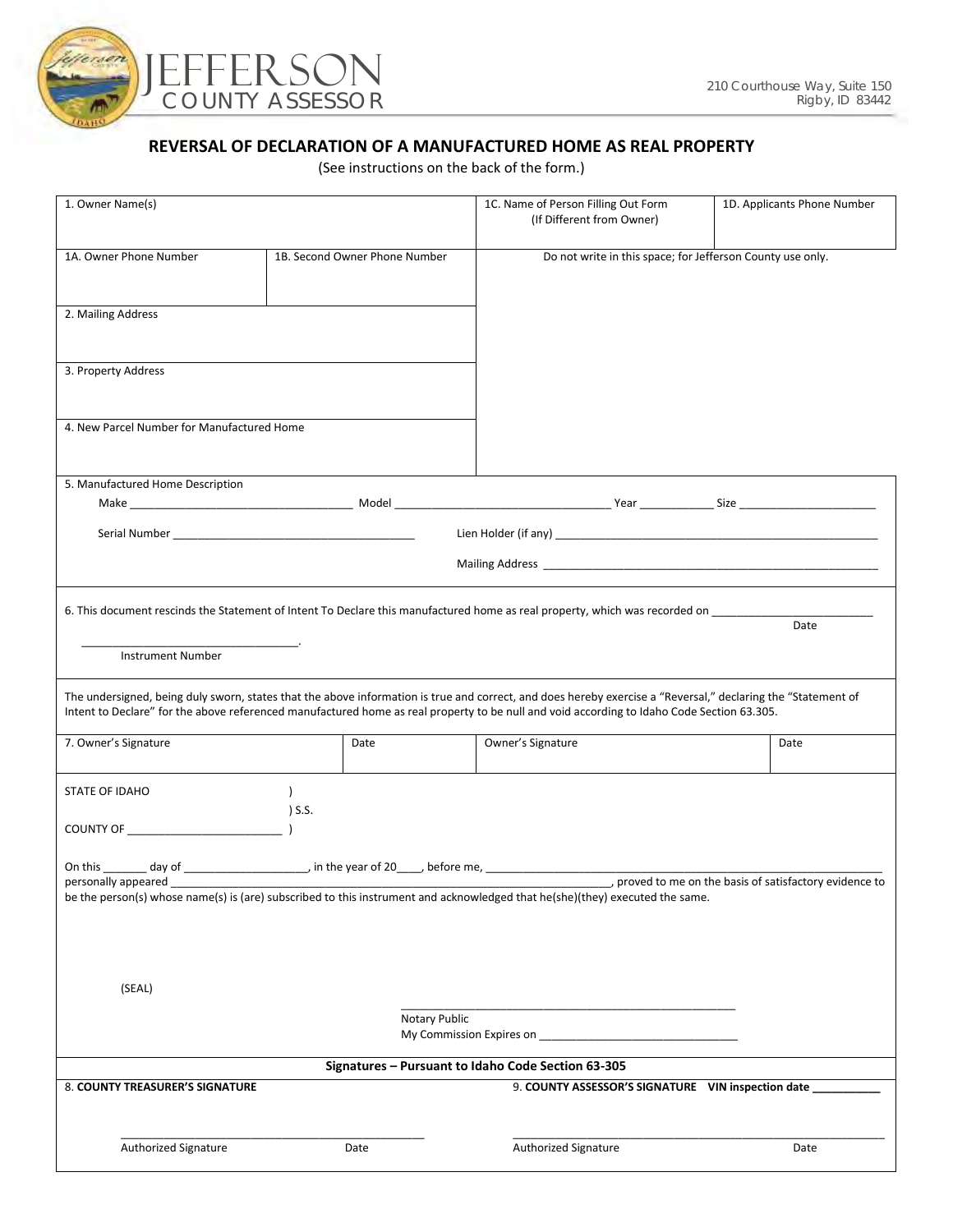# JEFFERSON COUNTY ASSESSOR

210 Courthouse Way, Suite 150
Rigby, ID 83442

## REVERSAL OF DECLARATION OF A MANUFACTURED HOME AS REAL PROPERTY

(See instructions on the back of the form.)

| 1. Owner Name(s) | | 1C. Name of Person Filling Out Form (If Different from Owner) | 1D. Applicants Phone Number |
|---|---|---|---|
| 1A. Owner Phone Number | 1B. Second Owner Phone Number | Do not write in this space; for Jefferson County use only. | |
| 2. Mailing Address | | | |
| 3. Property Address | | | |
| 4. New Parcel Number for Manufactured Home | | | |

5. Manufactured Home Description

Make ____________________ Model ____________________ Year __________ Size ____________________

Serial Number ____________________ Lien Holder (if any) ____________________

Mailing Address ____________________

6. This document rescinds the Statement of Intent To Declare this manufactured home as real property, which was recorded on ____________________ (Date)

____________________. (Instrument Number)

The undersigned, being duly sworn, states that the above information is true and correct, and does hereby exercise a "Reversal," declaring the "Statement of Intent to Declare" for the above referenced manufactured home as real property to be null and void according to Idaho Code Section 63.305.

| 7. Owner's Signature | Date | Owner's Signature | Date |
|---|---|---|---|
| | | | |

STATE OF IDAHO )
) S.S.
COUNTY OF ____________________ )

On this _______ day of ____________________, in the year of 20____, before me, ____________________ personally appeared ____________________, proved to me on the basis of satisfactory evidence to be the person(s) whose name(s) is (are) subscribed to this instrument and acknowledged that he(she)(they) executed the same.

(SEAL)

____________________
Notary Public
My Commission Expires on ____________________

**Signatures – Pursuant to Idaho Code Section 63-305**

8. **COUNTY TREASURER'S SIGNATURE**

____________________
Authorized Signature Date

9. **COUNTY ASSESSOR'S SIGNATURE** VIN inspection date __________

____________________
Authorized Signature Date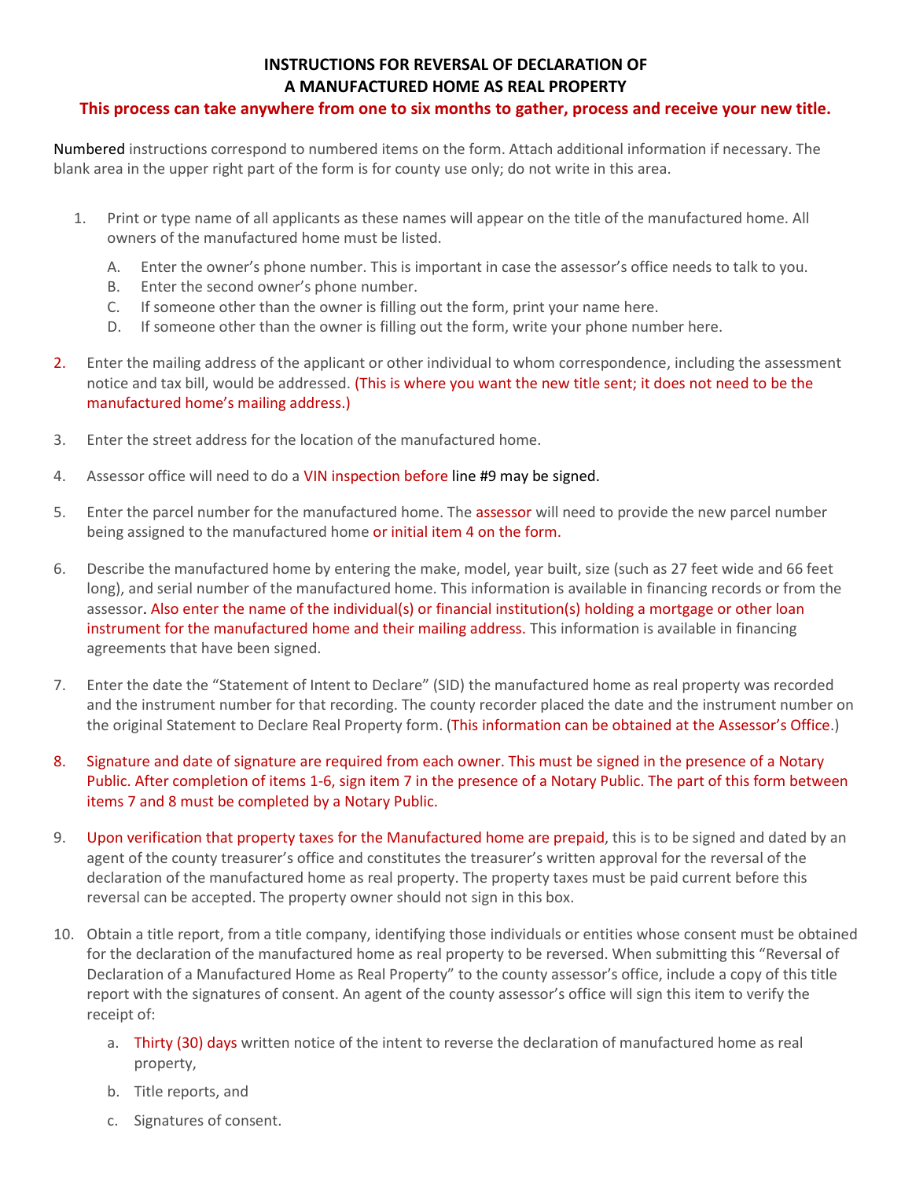**INSTRUCTIONS FOR REVERSAL OF DECLARATION OF A MANUFACTURED HOME AS REAL PROPERTY**

**This process can take anywhere from one to six months to gather, process and receive your new title.**

Numbered instructions correspond to numbered items on the form. Attach additional information if necessary. The blank area in the upper right part of the form is for county use only; do not write in this area.

1. Print or type name of all applicants as these names will appear on the title of the manufactured home. All owners of the manufactured home must be listed.
   A. Enter the owner's phone number. This is important in case the assessor's office needs to talk to you.
   B. Enter the second owner's phone number.
   C. If someone other than the owner is filling out the form, print your name here.
   D. If someone other than the owner is filling out the form, write your phone number here.

2. Enter the mailing address of the applicant or other individual to whom correspondence, including the assessment notice and tax bill, would be addressed. (This is where you want the new title sent; it does not need to be the manufactured home's mailing address.)

3. Enter the street address for the location of the manufactured home.

4. Assessor office will need to do a VIN inspection before line #9 may be signed.

5. Enter the parcel number for the manufactured home. The assessor will need to provide the new parcel number being assigned to the manufactured home or initial item 4 on the form.

6. Describe the manufactured home by entering the make, model, year built, size (such as 27 feet wide and 66 feet long), and serial number of the manufactured home. This information is available in financing records or from the assessor. Also enter the name of the individual(s) or financial institution(s) holding a mortgage or other loan instrument for the manufactured home and their mailing address. This information is available in financing agreements that have been signed.

7. Enter the date the "Statement of Intent to Declare" (SID) the manufactured home as real property was recorded and the instrument number for that recording. The county recorder placed the date and the instrument number on the original Statement to Declare Real Property form. (This information can be obtained at the Assessor's Office.)

8. Signature and date of signature are required from each owner. This must be signed in the presence of a Notary Public. After completion of items 1-6, sign item 7 in the presence of a Notary Public. The part of this form between items 7 and 8 must be completed by a Notary Public.

9. Upon verification that property taxes for the Manufactured home are prepaid, this is to be signed and dated by an agent of the county treasurer's office and constitutes the treasurer's written approval for the reversal of the declaration of the manufactured home as real property. The property taxes must be paid current before this reversal can be accepted. The property owner should not sign in this box.

10. Obtain a title report, from a title company, identifying those individuals or entities whose consent must be obtained for the declaration of the manufactured home as real property to be reversed. When submitting this "Reversal of Declaration of a Manufactured Home as Real Property" to the county assessor's office, include a copy of this title report with the signatures of consent. An agent of the county assessor's office will sign this item to verify the receipt of:
    a. Thirty (30) days written notice of the intent to reverse the declaration of manufactured home as real property,
    b. Title reports, and
    c. Signatures of consent.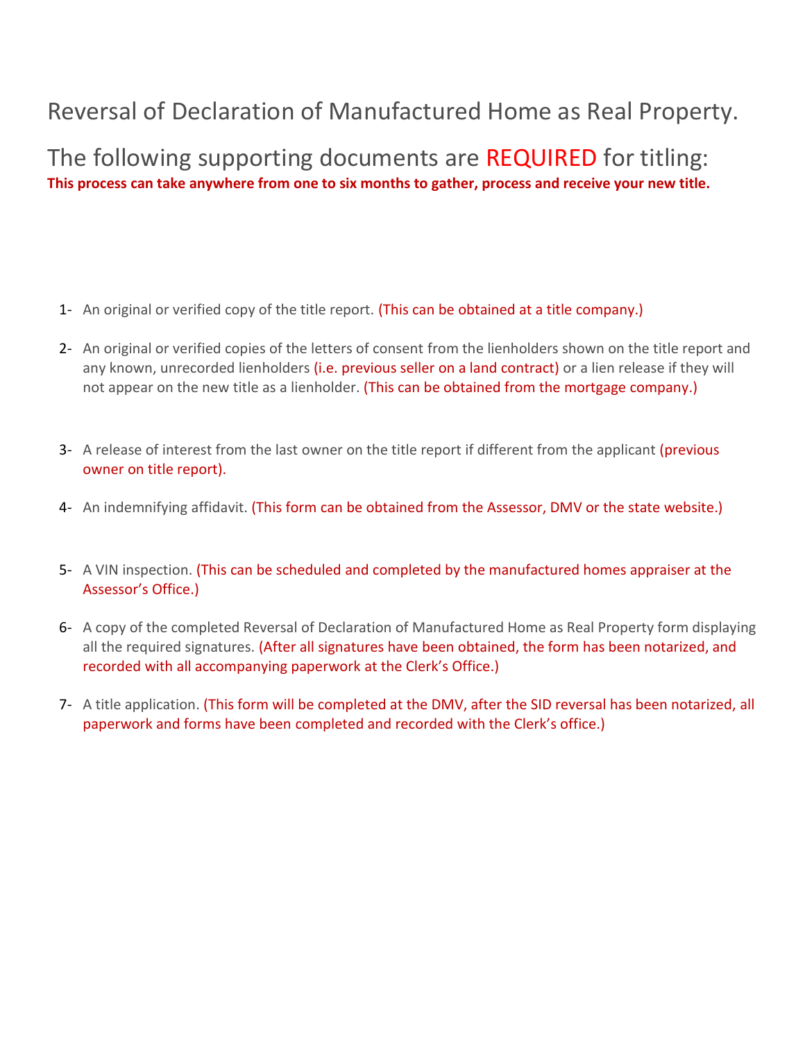# Reversal of Declaration of Manufactured Home as Real Property.

## The following supporting documents are REQUIRED for titling:

**This process can take anywhere from one to six months to gather, process and receive your new title.**

1- An original or verified copy of the title report. (This can be obtained at a title company.)

2- An original or verified copies of the letters of consent from the lienholders shown on the title report and any known, unrecorded lienholders (i.e. previous seller on a land contract) or a lien release if they will not appear on the new title as a lienholder. (This can be obtained from the mortgage company.)

3- A release of interest from the last owner on the title report if different from the applicant (previous owner on title report).

4- An indemnifying affidavit. (This form can be obtained from the Assessor, DMV or the state website.)

5- A VIN inspection. (This can be scheduled and completed by the manufactured homes appraiser at the Assessor's Office.)

6- A copy of the completed Reversal of Declaration of Manufactured Home as Real Property form displaying all the required signatures. (After all signatures have been obtained, the form has been notarized, and recorded with all accompanying paperwork at the Clerk's Office.)

7- A title application. (This form will be completed at the DMV, after the SID reversal has been notarized, all paperwork and forms have been completed and recorded with the Clerk's office.)